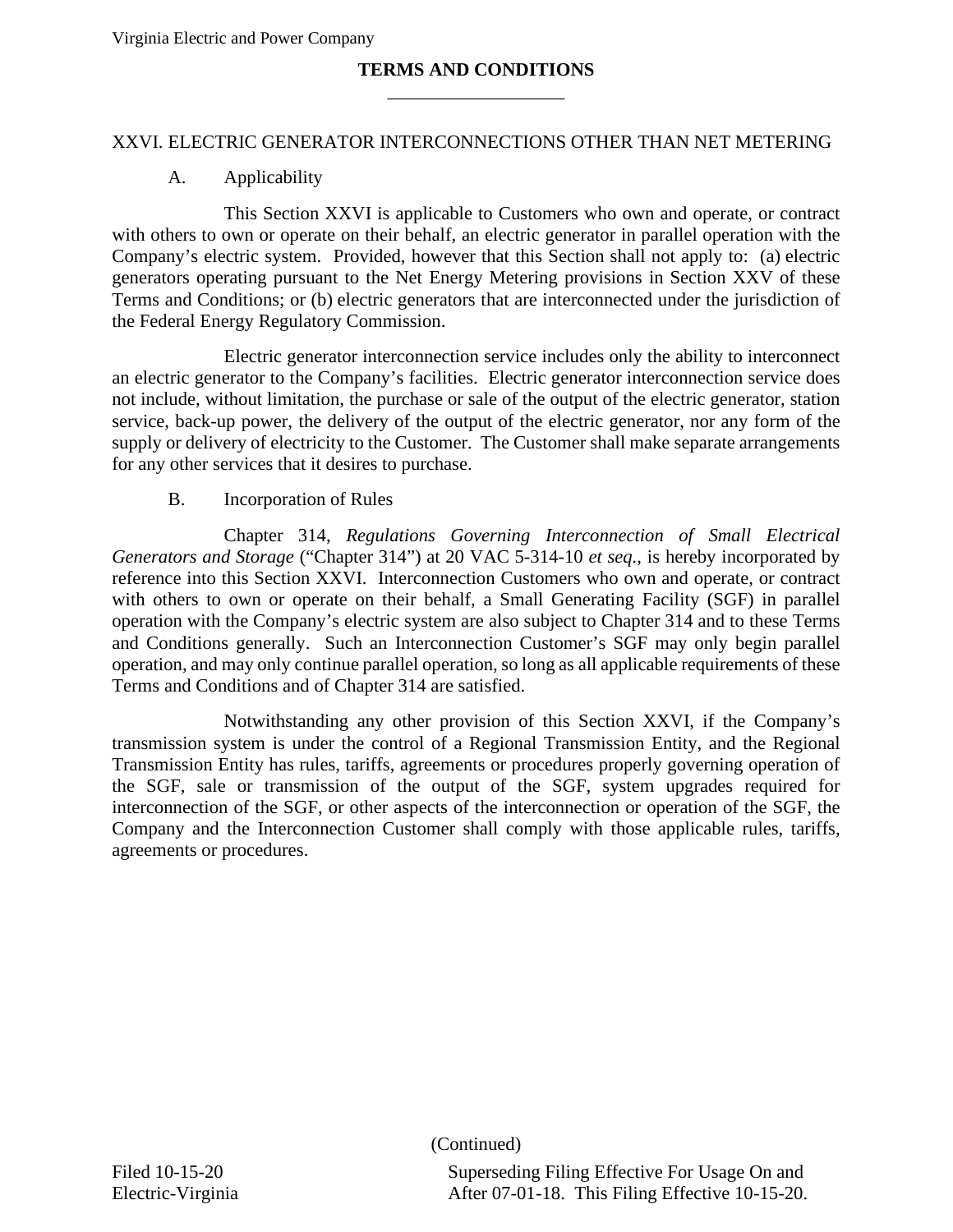# TERMS AND CONDITIONS

## XXVI. ELECTRIC GENERATOR INTERCONNECTIONS OTHER THAN NET METERING

### A. Applicability

This Section XXVI is applicable to Customers who own and operate, or contract with others to own or operate on their behalf, an electric generator in parallel operation with the Company's electric system. Provided, however that this Section shall not apply to: (a) electric generators operating pursuant to the Net Energy Metering provisions in Section XXV of these Terms and Conditions; or (b) electric generators that are interconnected under the jurisdiction of the Federal Energy Regulatory Commission.

Electric generator interconnection service includes only the ability to interconnect an electric generator to the Company's facilities. Electric generator interconnection service does not include, without limitation, the purchase or sale of the output of the electric generator, station service, back-up power, the delivery of the output of the electric generator, nor any form of the supply or delivery of electricity to the Customer. The Customer shall make separate arrangements for any other services that it desires to purchase.

### B. Incorporation of Rules

Chapter 314, *Regulations Governing Interconnection of Small Electrical Generators and Storage* ("Chapter 314") at 20 VAC 5-314-10 *et seq.*, is hereby incorporated by reference into this Section XXVI. Interconnection Customers who own and operate, or contract with others to own or operate on their behalf, a Small Generating Facility (SGF) in parallel operation with the Company's electric system are also subject to Chapter 314 and to these Terms and Conditions generally. Such an Interconnection Customer's SGF may only begin parallel operation, and may only continue parallel operation, so long as all applicable requirements of these Terms and Conditions and of Chapter 314 are satisfied.

Notwithstanding any other provision of this Section XXVI, if the Company's transmission system is under the control of a Regional Transmission Entity, and the Regional Transmission Entity has rules, tariffs, agreements or procedures properly governing operation of the SGF, sale or transmission of the output of the SGF, system upgrades required for interconnection of the SGF, or other aspects of the interconnection or operation of the SGF, the Company and the Interconnection Customer shall comply with those applicable rules, tariffs, agreements or procedures.

(Continued)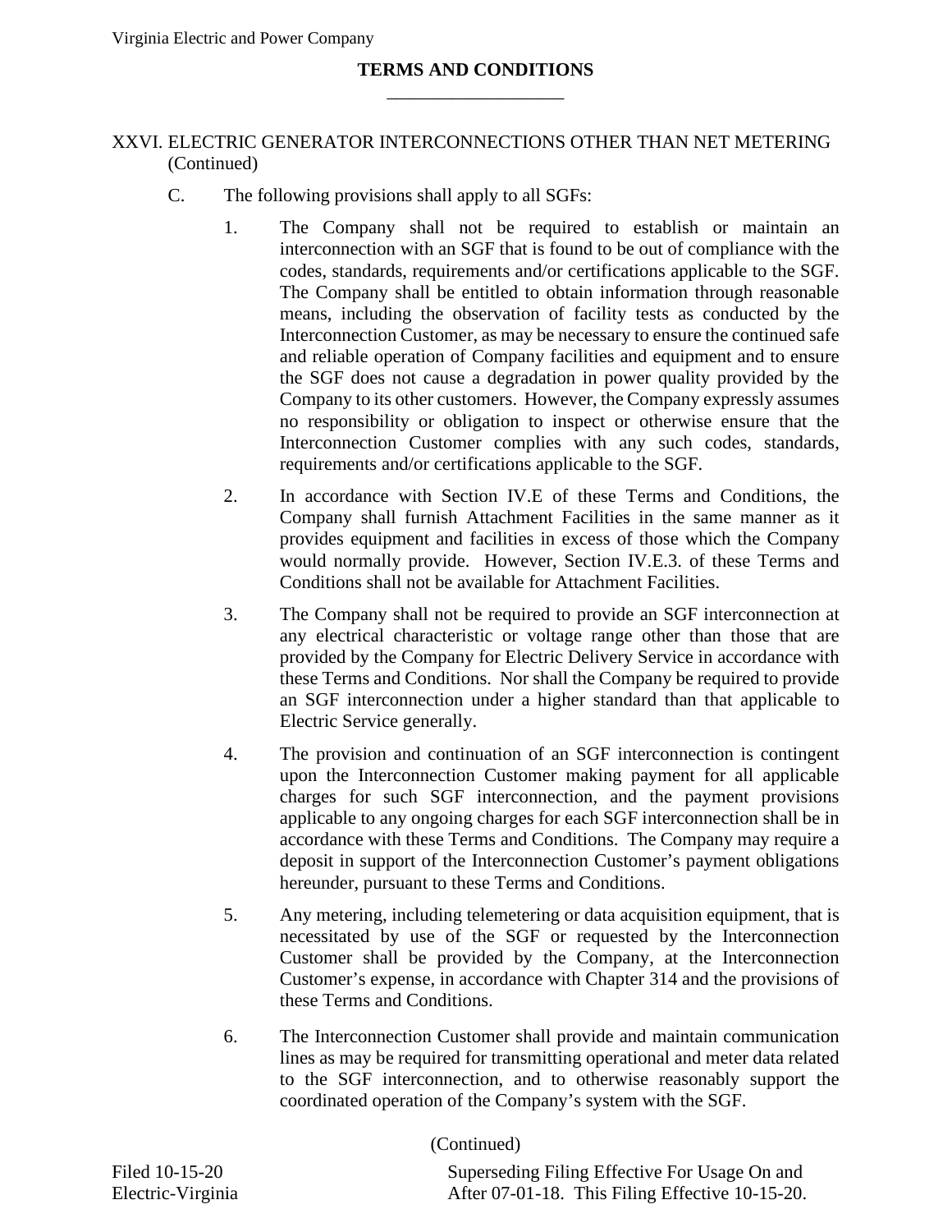## TERMS AND CONDITIONS

XXVI. ELECTRIC GENERATOR INTERCONNECTIONS OTHER THAN NET METERING (Continued)

C. The following provisions shall apply to all SGFs:

1. The Company shall not be required to establish or maintain an interconnection with an SGF that is found to be out of compliance with the codes, standards, requirements and/or certifications applicable to the SGF. The Company shall be entitled to obtain information through reasonable means, including the observation of facility tests as conducted by the Interconnection Customer, as may be necessary to ensure the continued safe and reliable operation of Company facilities and equipment and to ensure the SGF does not cause a degradation in power quality provided by the Company to its other customers. However, the Company expressly assumes no responsibility or obligation to inspect or otherwise ensure that the Interconnection Customer complies with any such codes, standards, requirements and/or certifications applicable to the SGF.

2. In accordance with Section IV.E of these Terms and Conditions, the Company shall furnish Attachment Facilities in the same manner as it provides equipment and facilities in excess of those which the Company would normally provide. However, Section IV.E.3. of these Terms and Conditions shall not be available for Attachment Facilities.

3. The Company shall not be required to provide an SGF interconnection at any electrical characteristic or voltage range other than those that are provided by the Company for Electric Delivery Service in accordance with these Terms and Conditions. Nor shall the Company be required to provide an SGF interconnection under a higher standard than that applicable to Electric Service generally.

4. The provision and continuation of an SGF interconnection is contingent upon the Interconnection Customer making payment for all applicable charges for such SGF interconnection, and the payment provisions applicable to any ongoing charges for each SGF interconnection shall be in accordance with these Terms and Conditions. The Company may require a deposit in support of the Interconnection Customer's payment obligations hereunder, pursuant to these Terms and Conditions.

5. Any metering, including telemetering or data acquisition equipment, that is necessitated by use of the SGF or requested by the Interconnection Customer shall be provided by the Company, at the Interconnection Customer's expense, in accordance with Chapter 314 and the provisions of these Terms and Conditions.

6. The Interconnection Customer shall provide and maintain communication lines as may be required for transmitting operational and meter data related to the SGF interconnection, and to otherwise reasonably support the coordinated operation of the Company's system with the SGF.

(Continued)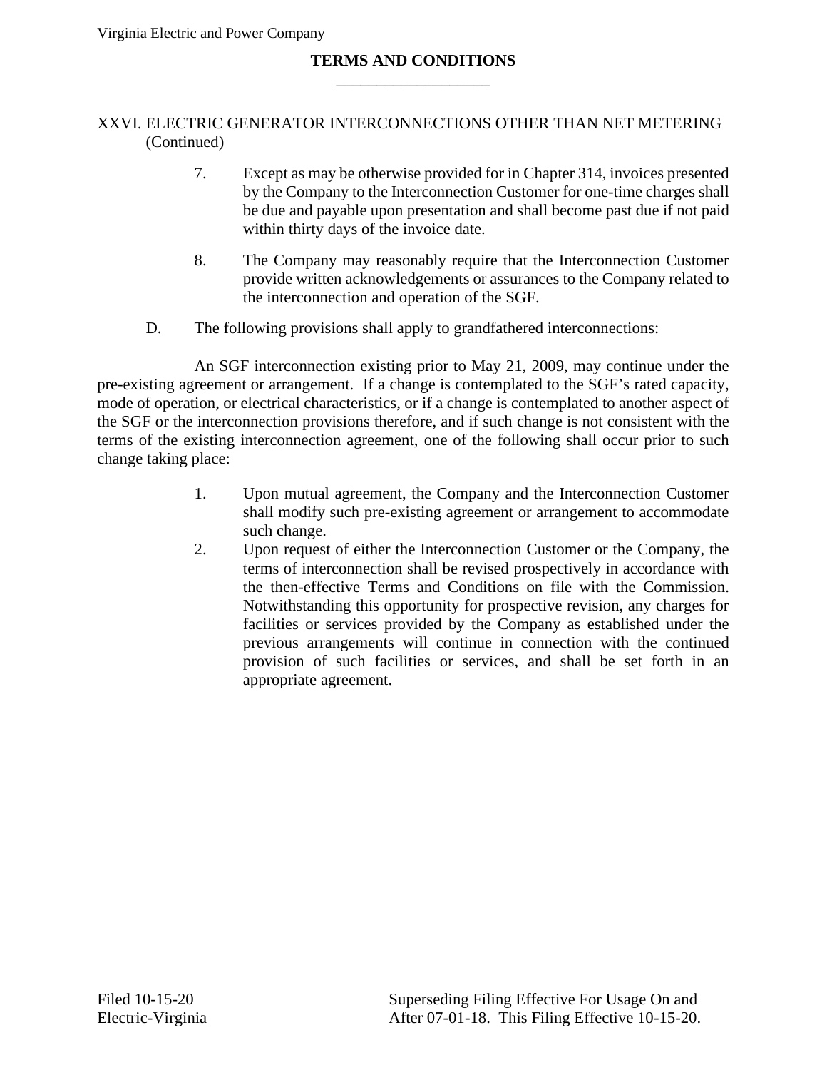## TERMS AND CONDITIONS

XXVI. ELECTRIC GENERATOR INTERCONNECTIONS OTHER THAN NET METERING (Continued)

7. Except as may be otherwise provided for in Chapter 314, invoices presented by the Company to the Interconnection Customer for one-time charges shall be due and payable upon presentation and shall become past due if not paid within thirty days of the invoice date.

8. The Company may reasonably require that the Interconnection Customer provide written acknowledgements or assurances to the Company related to the interconnection and operation of the SGF.

D. The following provisions shall apply to grandfathered interconnections:

An SGF interconnection existing prior to May 21, 2009, may continue under the pre-existing agreement or arrangement. If a change is contemplated to the SGF's rated capacity, mode of operation, or electrical characteristics, or if a change is contemplated to another aspect of the SGF or the interconnection provisions therefore, and if such change is not consistent with the terms of the existing interconnection agreement, one of the following shall occur prior to such change taking place:

1. Upon mutual agreement, the Company and the Interconnection Customer shall modify such pre-existing agreement or arrangement to accommodate such change.
2. Upon request of either the Interconnection Customer or the Company, the terms of interconnection shall be revised prospectively in accordance with the then-effective Terms and Conditions on file with the Commission. Notwithstanding this opportunity for prospective revision, any charges for facilities or services provided by the Company as established under the previous arrangements will continue in connection with the continued provision of such facilities or services, and shall be set forth in an appropriate agreement.

Filed 10-15-20
Electric-Virginia

Superseding Filing Effective For Usage On and After 07-01-18. This Filing Effective 10-15-20.